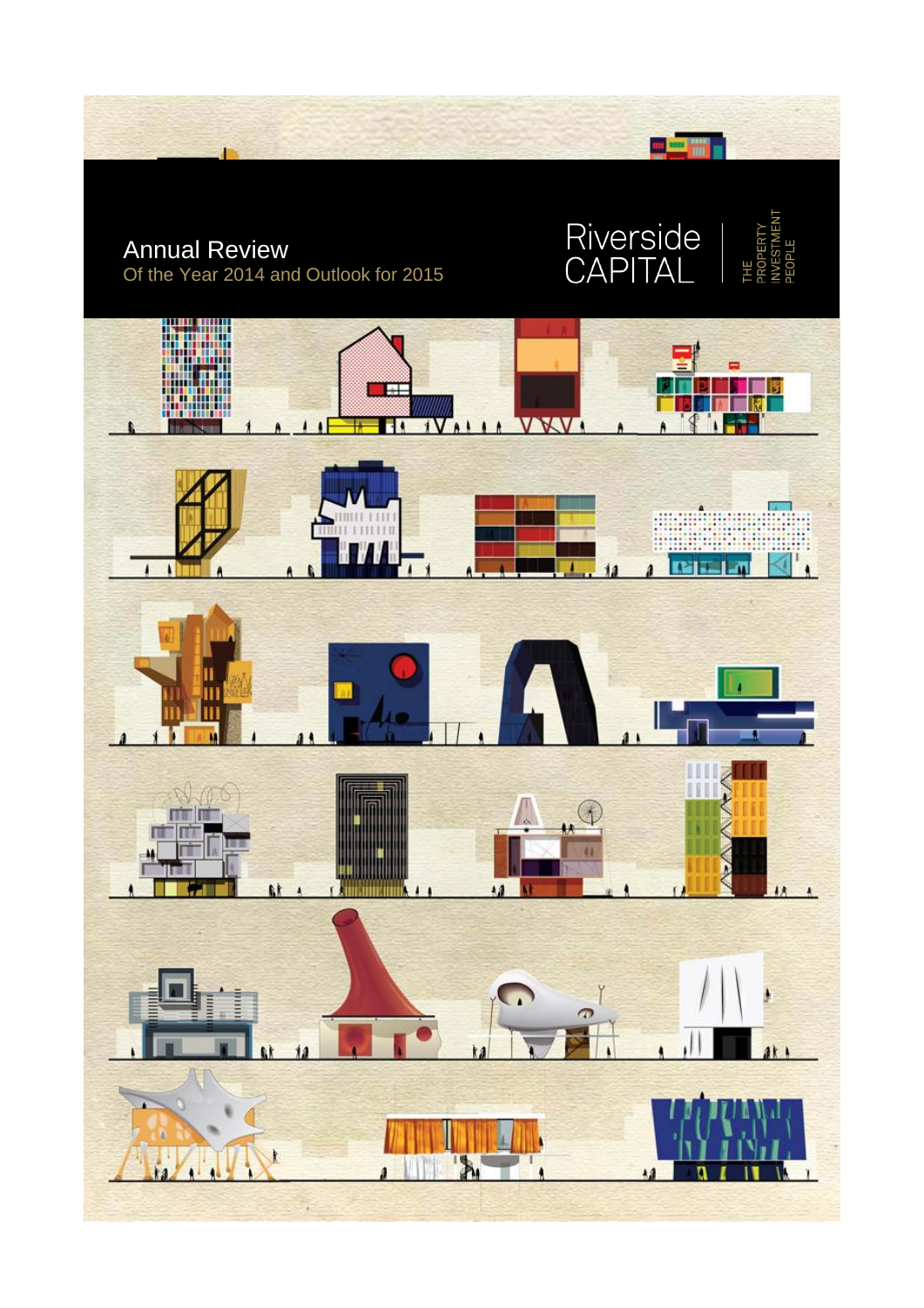# Annual Review

Of the Year 2014 and Outlook for 2015

Riverside CAPITAL | THE PROPERTY INVESTMENT PEOPLE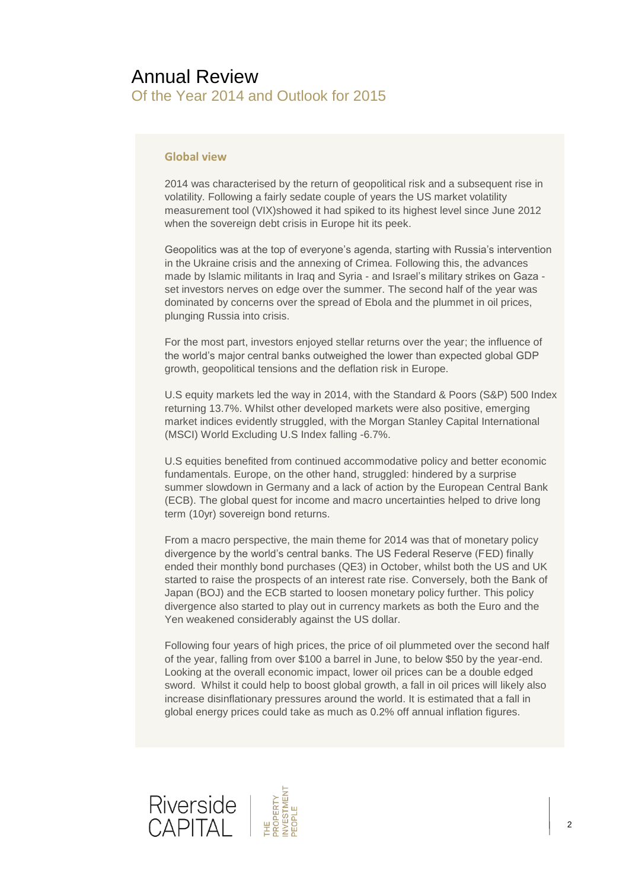# Annual Review

## Of the Year 2014 and Outlook for 2015

### Global view

2014 was characterised by the return of geopolitical risk and a subsequent rise in volatility. Following a fairly sedate couple of years the US market volatility measurement tool (VIX)showed it had spiked to its highest level since June 2012 when the sovereign debt crisis in Europe hit its peek.

Geopolitics was at the top of everyone's agenda, starting with Russia's intervention in the Ukraine crisis and the annexing of Crimea. Following this, the advances made by Islamic militants in Iraq and Syria - and Israel's military strikes on Gaza - set investors nerves on edge over the summer. The second half of the year was dominated by concerns over the spread of Ebola and the plummet in oil prices, plunging Russia into crisis.

For the most part, investors enjoyed stellar returns over the year; the influence of the world's major central banks outweighed the lower than expected global GDP growth, geopolitical tensions and the deflation risk in Europe.

U.S equity markets led the way in 2014, with the Standard & Poors (S&P) 500 Index returning 13.7%. Whilst other developed markets were also positive, emerging market indices evidently struggled, with the Morgan Stanley Capital International (MSCI) World Excluding U.S Index falling -6.7%.

U.S equities benefited from continued accommodative policy and better economic fundamentals. Europe, on the other hand, struggled: hindered by a surprise summer slowdown in Germany and a lack of action by the European Central Bank (ECB). The global quest for income and macro uncertainties helped to drive long term (10yr) sovereign bond returns.

From a macro perspective, the main theme for 2014 was that of monetary policy divergence by the world's central banks. The US Federal Reserve (FED) finally ended their monthly bond purchases (QE3) in October, whilst both the US and UK started to raise the prospects of an interest rate rise. Conversely, both the Bank of Japan (BOJ) and the ECB started to loosen monetary policy further. This policy divergence also started to play out in currency markets as both the Euro and the Yen weakened considerably against the US dollar.

Following four years of high prices, the price of oil plummeted over the second half of the year, falling from over \$100 a barrel in June, to below \$50 by the year-end. Looking at the overall economic impact, lower oil prices can be a double edged sword. Whilst it could help to boost global growth, a fall in oil prices will likely also increase disinflationary pressures around the world. It is estimated that a fall in global energy prices could take as much as 0.2% off annual inflation figures.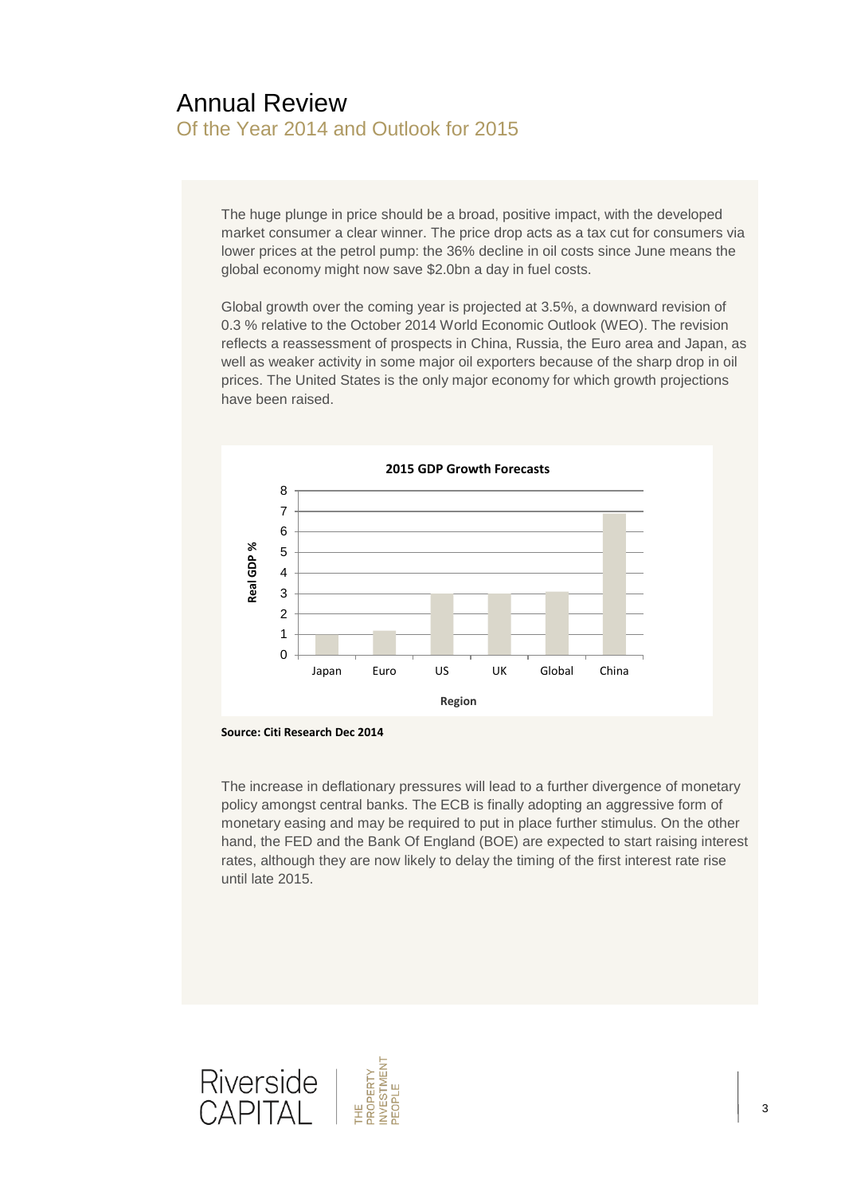# Annual Review

## Of the Year 2014 and Outlook for 2015

The huge plunge in price should be a broad, positive impact, with the developed market consumer a clear winner. The price drop acts as a tax cut for consumers via lower prices at the petrol pump: the 36% decline in oil costs since June means the global economy might now save $2.0bn a day in fuel costs.

Global growth over the coming year is projected at 3.5%, a downward revision of 0.3 % relative to the October 2014 World Economic Outlook (WEO). The revision reflects a reassessment of prospects in China, Russia, the Euro area and Japan, as well as weaker activity in some major oil exporters because of the sharp drop in oil prices. The United States is the only major economy for which growth projections have been raised.

**2015 GDP Growth Forecasts**

| Region | Real GDP % |
|---|---|
| Japan | 1.0 |
| Euro | 1.2 |
| US | 3.0 |
| UK | 3.0 |
| Global | 3.1 |
| China | 6.9 |

**Source: Citi Research Dec 2014**

The increase in deflationary pressures will lead to a further divergence of monetary policy amongst central banks. The ECB is finally adopting an aggressive form of monetary easing and may be required to put in place further stimulus. On the other hand, the FED and the Bank Of England (BOE) are expected to start raising interest rates, although they are now likely to delay the timing of the first interest rate rise until late 2015.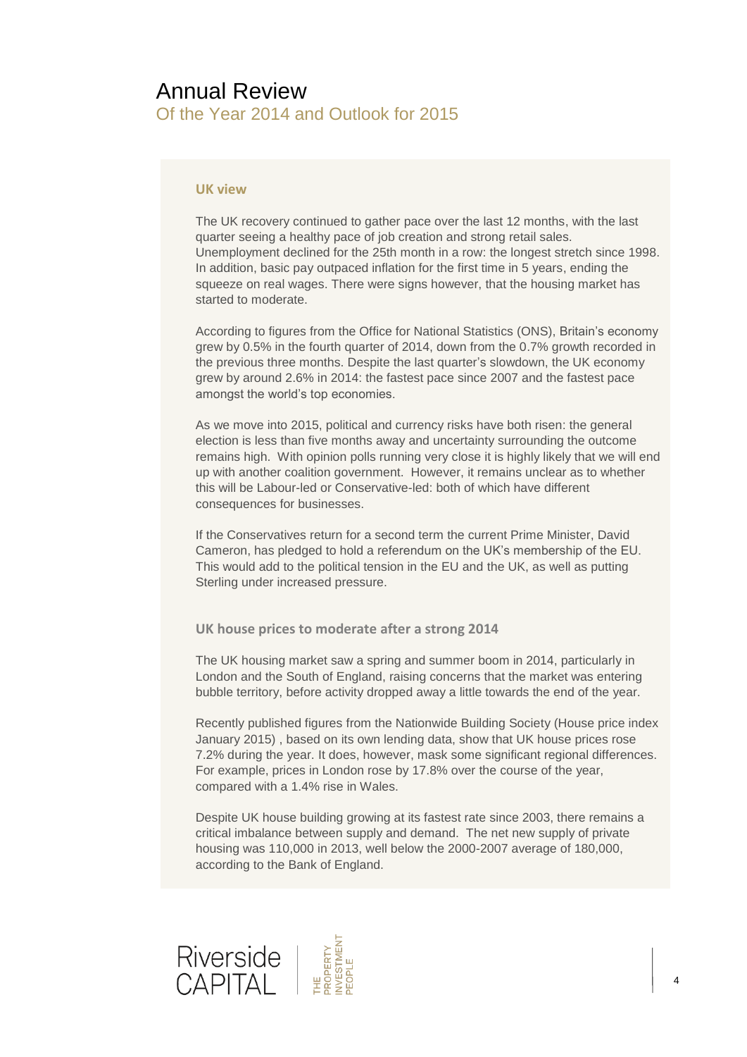# Annual Review

## Of the Year 2014 and Outlook for 2015

### UK view

The UK recovery continued to gather pace over the last 12 months, with the last quarter seeing a healthy pace of job creation and strong retail sales. Unemployment declined for the 25th month in a row: the longest stretch since 1998. In addition, basic pay outpaced inflation for the first time in 5 years, ending the squeeze on real wages. There were signs however, that the housing market has started to moderate.

According to figures from the Office for National Statistics (ONS), Britain's economy grew by 0.5% in the fourth quarter of 2014, down from the 0.7% growth recorded in the previous three months. Despite the last quarter's slowdown, the UK economy grew by around 2.6% in 2014: the fastest pace since 2007 and the fastest pace amongst the world's top economies.

As we move into 2015, political and currency risks have both risen: the general election is less than five months away and uncertainty surrounding the outcome remains high. With opinion polls running very close it is highly likely that we will end up with another coalition government. However, it remains unclear as to whether this will be Labour-led or Conservative-led: both of which have different consequences for businesses.

If the Conservatives return for a second term the current Prime Minister, David Cameron, has pledged to hold a referendum on the UK's membership of the EU. This would add to the political tension in the EU and the UK, as well as putting Sterling under increased pressure.

### UK house prices to moderate after a strong 2014

The UK housing market saw a spring and summer boom in 2014, particularly in London and the South of England, raising concerns that the market was entering bubble territory, before activity dropped away a little towards the end of the year.

Recently published figures from the Nationwide Building Society (House price index January 2015) , based on its own lending data, show that UK house prices rose 7.2% during the year. It does, however, mask some significant regional differences. For example, prices in London rose by 17.8% over the course of the year, compared with a 1.4% rise in Wales.

Despite UK house building growing at its fastest rate since 2003, there remains a critical imbalance between supply and demand. The net new supply of private housing was 110,000 in 2013, well below the 2000-2007 average of 180,000, according to the Bank of England.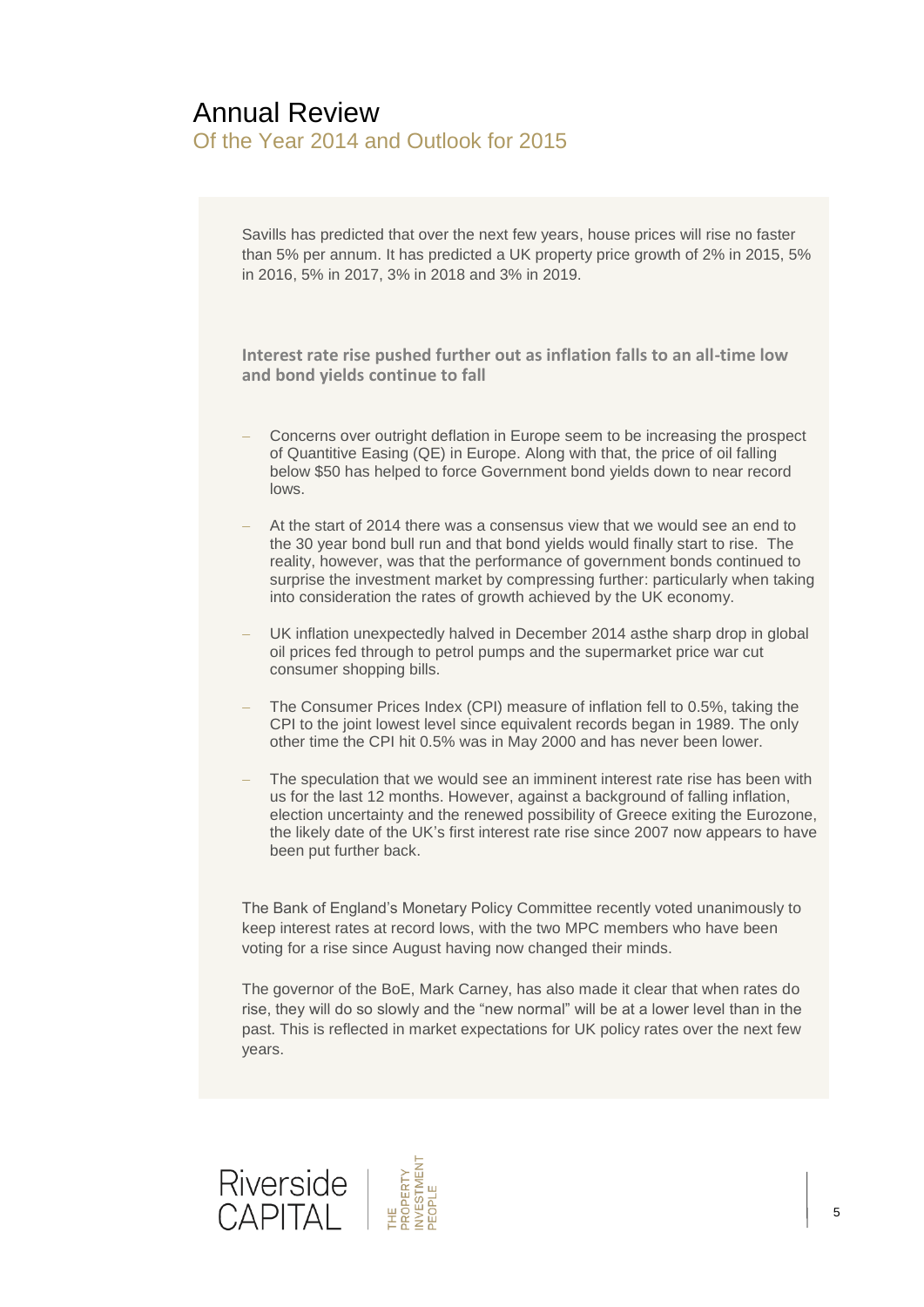# Annual Review

## Of the Year 2014 and Outlook for 2015

Savills has predicted that over the next few years, house prices will rise no faster than 5% per annum. It has predicted a UK property price growth of 2% in 2015, 5% in 2016, 5% in 2017, 3% in 2018 and 3% in 2019.

### Interest rate rise pushed further out as inflation falls to an all-time low and bond yields continue to fall

- Concerns over outright deflation in Europe seem to be increasing the prospect of Quantitive Easing (QE) in Europe. Along with that, the price of oil falling below $50 has helped to force Government bond yields down to near record lows.
- At the start of 2014 there was a consensus view that we would see an end to the 30 year bond bull run and that bond yields would finally start to rise. The reality, however, was that the performance of government bonds continued to surprise the investment market by compressing further: particularly when taking into consideration the rates of growth achieved by the UK economy.
- UK inflation unexpectedly halved in December 2014 asthe sharp drop in global oil prices fed through to petrol pumps and the supermarket price war cut consumer shopping bills.
- The Consumer Prices Index (CPI) measure of inflation fell to 0.5%, taking the CPI to the joint lowest level since equivalent records began in 1989. The only other time the CPI hit 0.5% was in May 2000 and has never been lower.
- The speculation that we would see an imminent interest rate rise has been with us for the last 12 months. However, against a background of falling inflation, election uncertainty and the renewed possibility of Greece exiting the Eurozone, the likely date of the UK's first interest rate rise since 2007 now appears to have been put further back.

The Bank of England's Monetary Policy Committee recently voted unanimously to keep interest rates at record lows, with the two MPC members who have been voting for a rise since August having now changed their minds.

The governor of the BoE, Mark Carney, has also made it clear that when rates do rise, they will do so slowly and the "new normal" will be at a lower level than in the past. This is reflected in market expectations for UK policy rates over the next few years.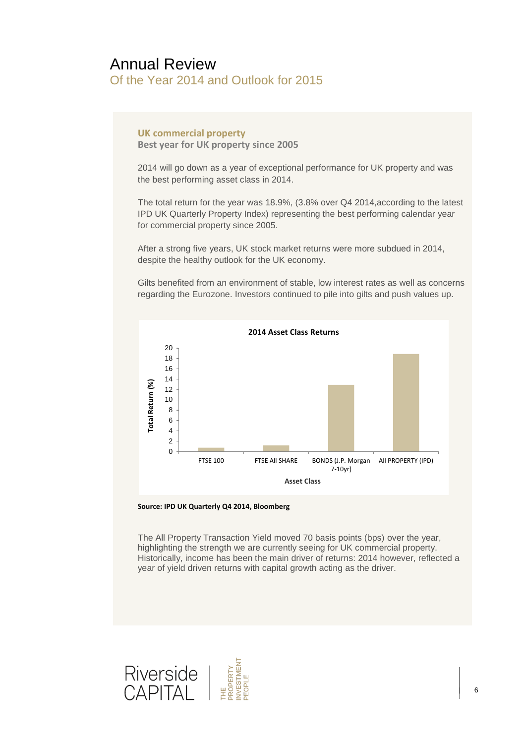# Annual Review

## Of the Year 2014 and Outlook for 2015

### UK commercial property

**Best year for UK property since 2005**

2014 will go down as a year of exceptional performance for UK property and was the best performing asset class in 2014.

The total return for the year was 18.9%, (3.8% over Q4 2014,according to the latest IPD UK Quarterly Property Index) representing the best performing calendar year for commercial property since 2005.

After a strong five years, UK stock market returns were more subdued in 2014, despite the healthy outlook for the UK economy.

Gilts benefited from an environment of stable, low interest rates as well as concerns regarding the Eurozone. Investors continued to pile into gilts and push values up.

**2014 Asset Class Returns**

Total Return (%) by Asset Class: FTSE 100, FTSE All SHARE, BONDS (J.P. Morgan 7-10yr), All PROPERTY (IPD)

**Source: IPD UK Quarterly Q4 2014, Bloomberg**

The All Property Transaction Yield moved 70 basis points (bps) over the year, highlighting the strength we are currently seeing for UK commercial property. Historically, income has been the main driver of returns: 2014 however, reflected a year of yield driven returns with capital growth acting as the driver.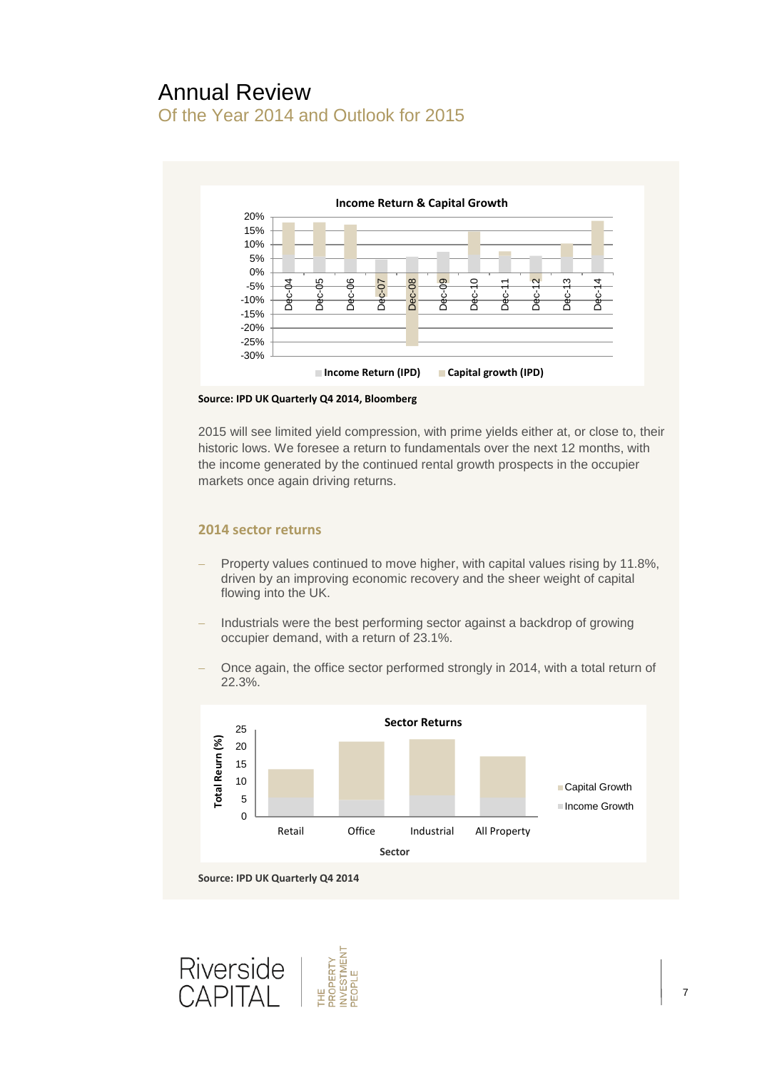# Annual Review

## Of the Year 2014 and Outlook for 2015

**Income Return & Capital Growth**

Income Return (IPD) · Capital growth (IPD)

**Source: IPD UK Quarterly Q4 2014, Bloomberg**

2015 will see limited yield compression, with prime yields either at, or close to, their historic lows. We foresee a return to fundamentals over the next 12 months, with the income generated by the continued rental growth prospects in the occupier markets once again driving returns.

### 2014 sector returns

- Property values continued to move higher, with capital values rising by 11.8%, driven by an improving economic recovery and the sheer weight of capital flowing into the UK.
- Industrials were the best performing sector against a backdrop of growing occupier demand, with a return of 23.1%.
- Once again, the office sector performed strongly in 2014, with a total return of 22.3%.

**Sector Returns**

Capital Growth · Income Growth

**Source: IPD UK Quarterly Q4 2014**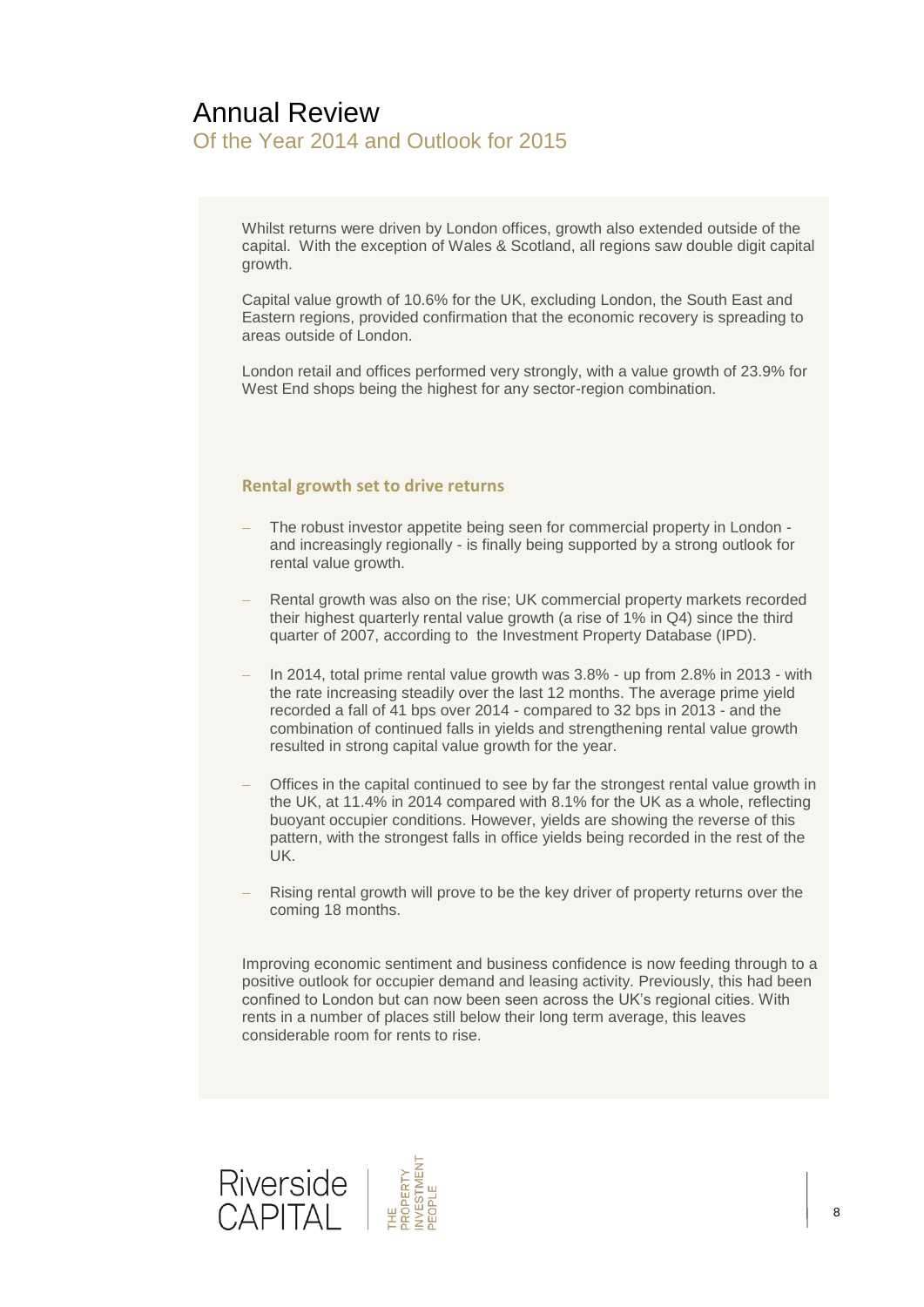# Annual Review

## Of the Year 2014 and Outlook for 2015

Whilst returns were driven by London offices, growth also extended outside of the capital. With the exception of Wales & Scotland, all regions saw double digit capital growth.

Capital value growth of 10.6% for the UK, excluding London, the South East and Eastern regions, provided confirmation that the economic recovery is spreading to areas outside of London.

London retail and offices performed very strongly, with a value growth of 23.9% for West End shops being the highest for any sector-region combination.

### Rental growth set to drive returns

- The robust investor appetite being seen for commercial property in London - and increasingly regionally - is finally being supported by a strong outlook for rental value growth.
- Rental growth was also on the rise; UK commercial property markets recorded their highest quarterly rental value growth (a rise of 1% in Q4) since the third quarter of 2007, according to the Investment Property Database (IPD).
- In 2014, total prime rental value growth was 3.8% - up from 2.8% in 2013 - with the rate increasing steadily over the last 12 months. The average prime yield recorded a fall of 41 bps over 2014 - compared to 32 bps in 2013 - and the combination of continued falls in yields and strengthening rental value growth resulted in strong capital value growth for the year.
- Offices in the capital continued to see by far the strongest rental value growth in the UK, at 11.4% in 2014 compared with 8.1% for the UK as a whole, reflecting buoyant occupier conditions. However, yields are showing the reverse of this pattern, with the strongest falls in office yields being recorded in the rest of the UK.
- Rising rental growth will prove to be the key driver of property returns over the coming 18 months.

Improving economic sentiment and business confidence is now feeding through to a positive outlook for occupier demand and leasing activity. Previously, this had been confined to London but can now been seen across the UK's regional cities. With rents in a number of places still below their long term average, this leaves considerable room for rents to rise.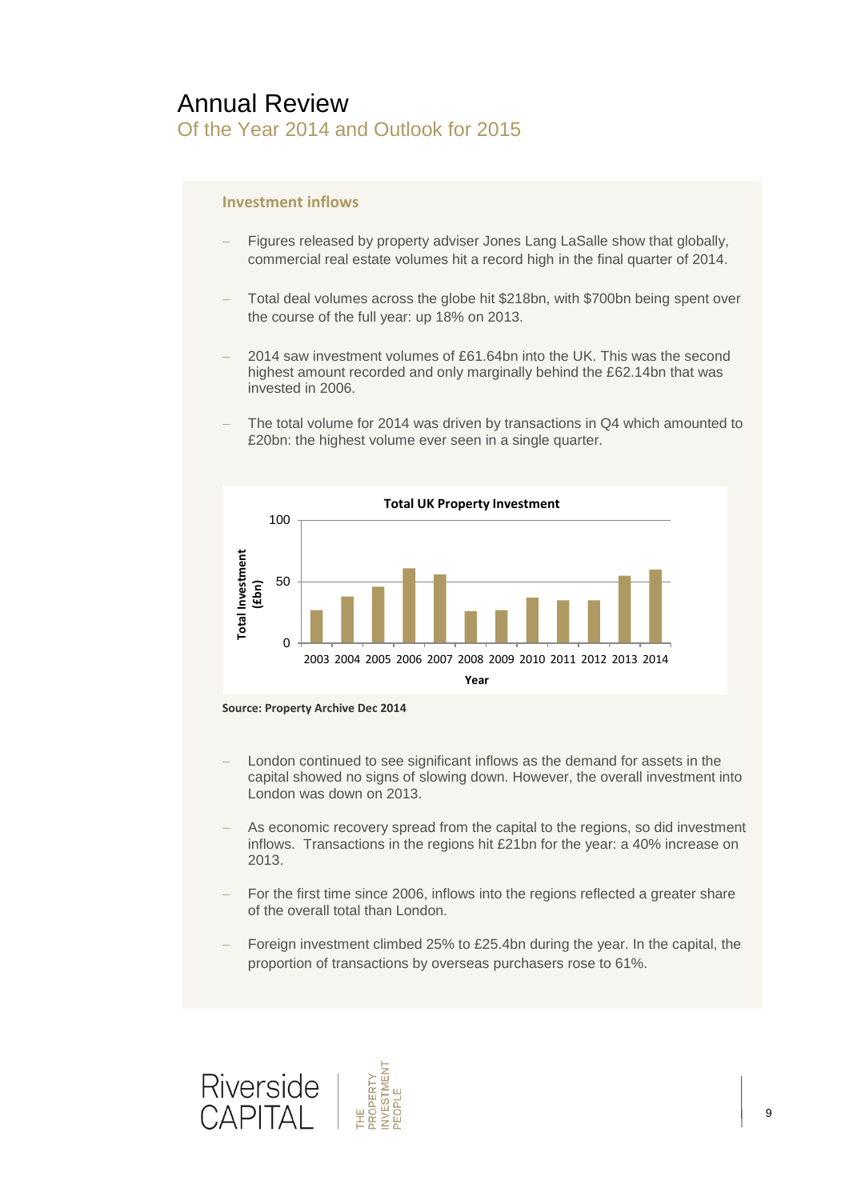# Annual Review

## Of the Year 2014 and Outlook for 2015

### Investment inflows

- Figures released by property adviser Jones Lang LaSalle show that globally, commercial real estate volumes hit a record high in the final quarter of 2014.
- Total deal volumes across the globe hit $218bn, with $700bn being spent over the course of the full year: up 18% on 2013.
- 2014 saw investment volumes of £61.64bn into the UK. This was the second highest amount recorded and only marginally behind the £62.14bn that was invested in 2006.
- The total volume for 2014 was driven by transactions in Q4 which amounted to £20bn: the highest volume ever seen in a single quarter.

**Total UK Property Investment**

Total Investment (£bn) by Year: 2003–2014 (axis 0–100)

**Source: Property Archive Dec 2014**

- London continued to see significant inflows as the demand for assets in the capital showed no signs of slowing down. However, the overall investment into London was down on 2013.
- As economic recovery spread from the capital to the regions, so did investment inflows. Transactions in the regions hit £21bn for the year: a 40% increase on 2013.
- For the first time since 2006, inflows into the regions reflected a greater share of the overall total than London.
- Foreign investment climbed 25% to £25.4bn during the year. In the capital, the proportion of transactions by overseas purchasers rose to 61%.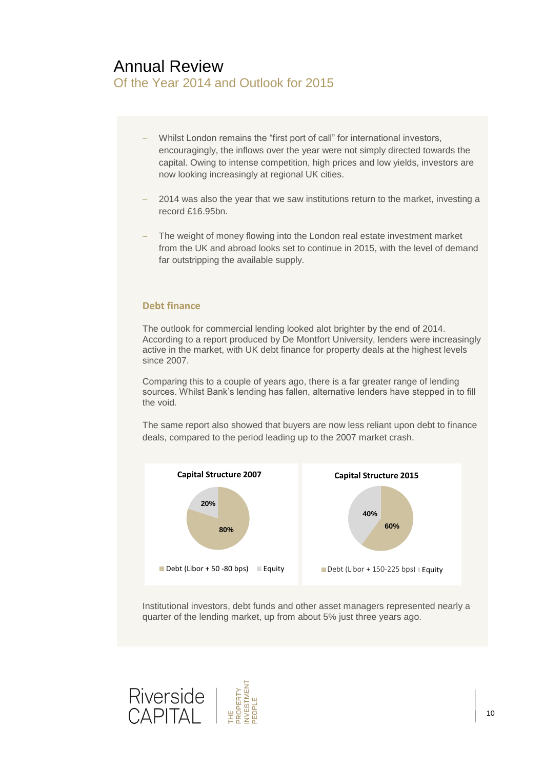# Annual Review

## Of the Year 2014 and Outlook for 2015

- Whilst London remains the "first port of call" for international investors, encouragingly, the inflows over the year were not simply directed towards the capital. Owing to intense competition, high prices and low yields, investors are now looking increasingly at regional UK cities.
- 2014 was also the year that we saw institutions return to the market, investing a record £16.95bn.
- The weight of money flowing into the London real estate investment market from the UK and abroad looks set to continue in 2015, with the level of demand far outstripping the available supply.

### Debt finance

The outlook for commercial lending looked alot brighter by the end of 2014. According to a report produced by De Montfort University, lenders were increasingly active in the market, with UK debt finance for property deals at the highest levels since 2007.

Comparing this to a couple of years ago, there is a far greater range of lending sources. Whilst Bank's lending has fallen, alternative lenders have stepped in to fill the void.

The same report also showed that buyers are now less reliant upon debt to finance deals, compared to the period leading up to the 2007 market crash.

**Capital Structure 2007**

| | Share |
|---|---|
| Debt (Libor + 50 -80 bps) | 80% |
| Equity | 20% |

**Capital Structure 2015**

| | Share |
|---|---|
| Debt (Libor + 150-225 bps) | 60% |
| Equity | 40% |

Institutional investors, debt funds and other asset managers represented nearly a quarter of the lending market, up from about 5% just three years ago.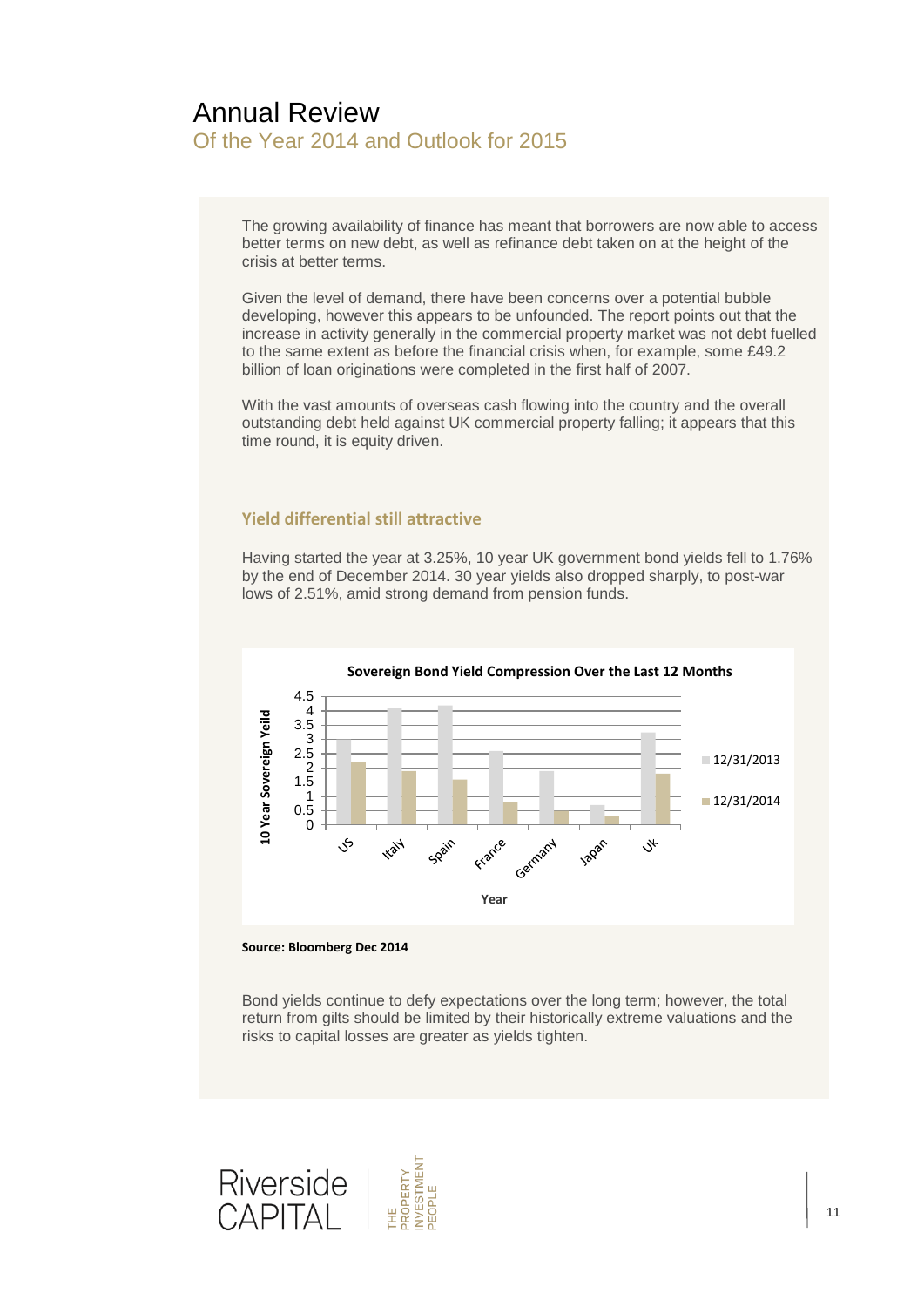# Annual Review

## Of the Year 2014 and Outlook for 2015

The growing availability of finance has meant that borrowers are now able to access better terms on new debt, as well as refinance debt taken on at the height of the crisis at better terms.

Given the level of demand, there have been concerns over a potential bubble developing, however this appears to be unfounded. The report points out that the increase in activity generally in the commercial property market was not debt fuelled to the same extent as before the financial crisis when, for example, some £49.2 billion of loan originations were completed in the first half of 2007.

With the vast amounts of overseas cash flowing into the country and the overall outstanding debt held against UK commercial property falling; it appears that this time round, it is equity driven.

### Yield differential still attractive

Having started the year at 3.25%, 10 year UK government bond yields fell to 1.76% by the end of December 2014. 30 year yields also dropped sharply, to post-war lows of 2.51%, amid strong demand from pension funds.

**Sovereign Bond Yield Compression Over the Last 12 Months**

**Source: Bloomberg Dec 2014**

Bond yields continue to defy expectations over the long term; however, the total return from gilts should be limited by their historically extreme valuations and the risks to capital losses are greater as yields tighten.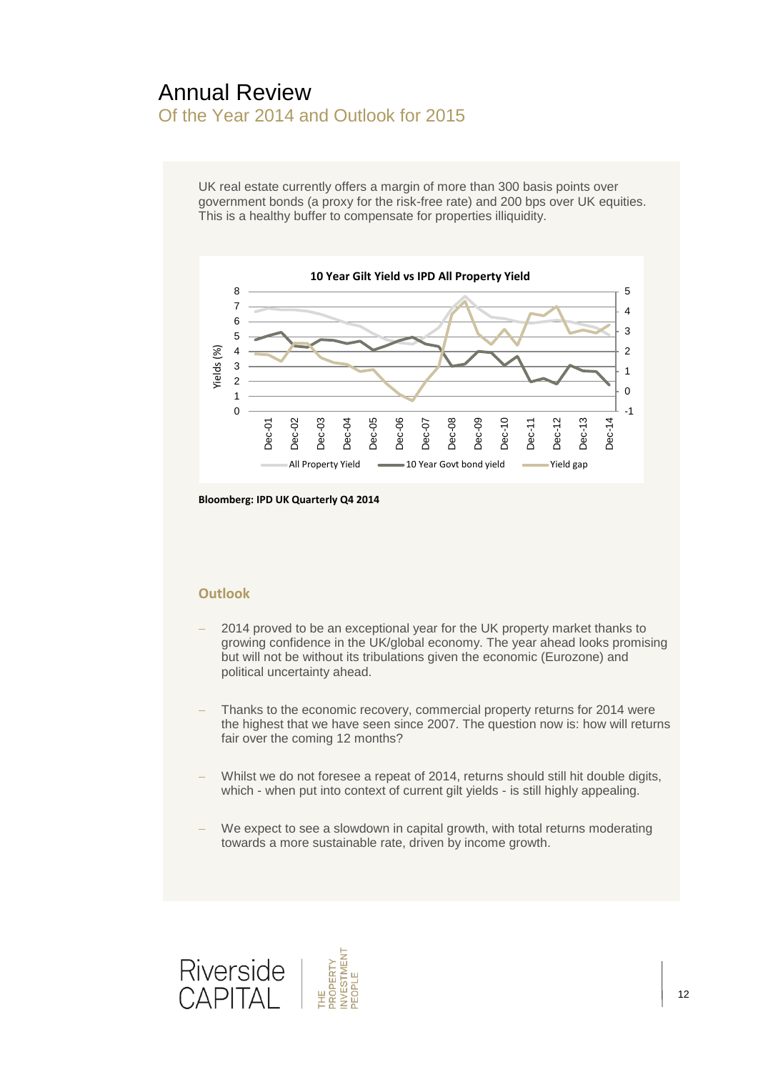# Annual Review

## Of the Year 2014 and Outlook for 2015

UK real estate currently offers a margin of more than 300 basis points over government bonds (a proxy for the risk-free rate) and 200 bps over UK equities. This is a healthy buffer to compensate for properties illiquidity.

**10 Year Gilt Yield vs IPD All Property Yield**

Yields (%)

All Property Yield — 10 Year Govt bond yield — Yield gap

**Bloomberg: IPD UK Quarterly Q4 2014**

### Outlook

- 2014 proved to be an exceptional year for the UK property market thanks to growing confidence in the UK/global economy. The year ahead looks promising but will not be without its tribulations given the economic (Eurozone) and political uncertainty ahead.
- Thanks to the economic recovery, commercial property returns for 2014 were the highest that we have seen since 2007. The question now is: how will returns fair over the coming 12 months?
- Whilst we do not foresee a repeat of 2014, returns should still hit double digits, which - when put into context of current gilt yields - is still highly appealing.
- We expect to see a slowdown in capital growth, with total returns moderating towards a more sustainable rate, driven by income growth.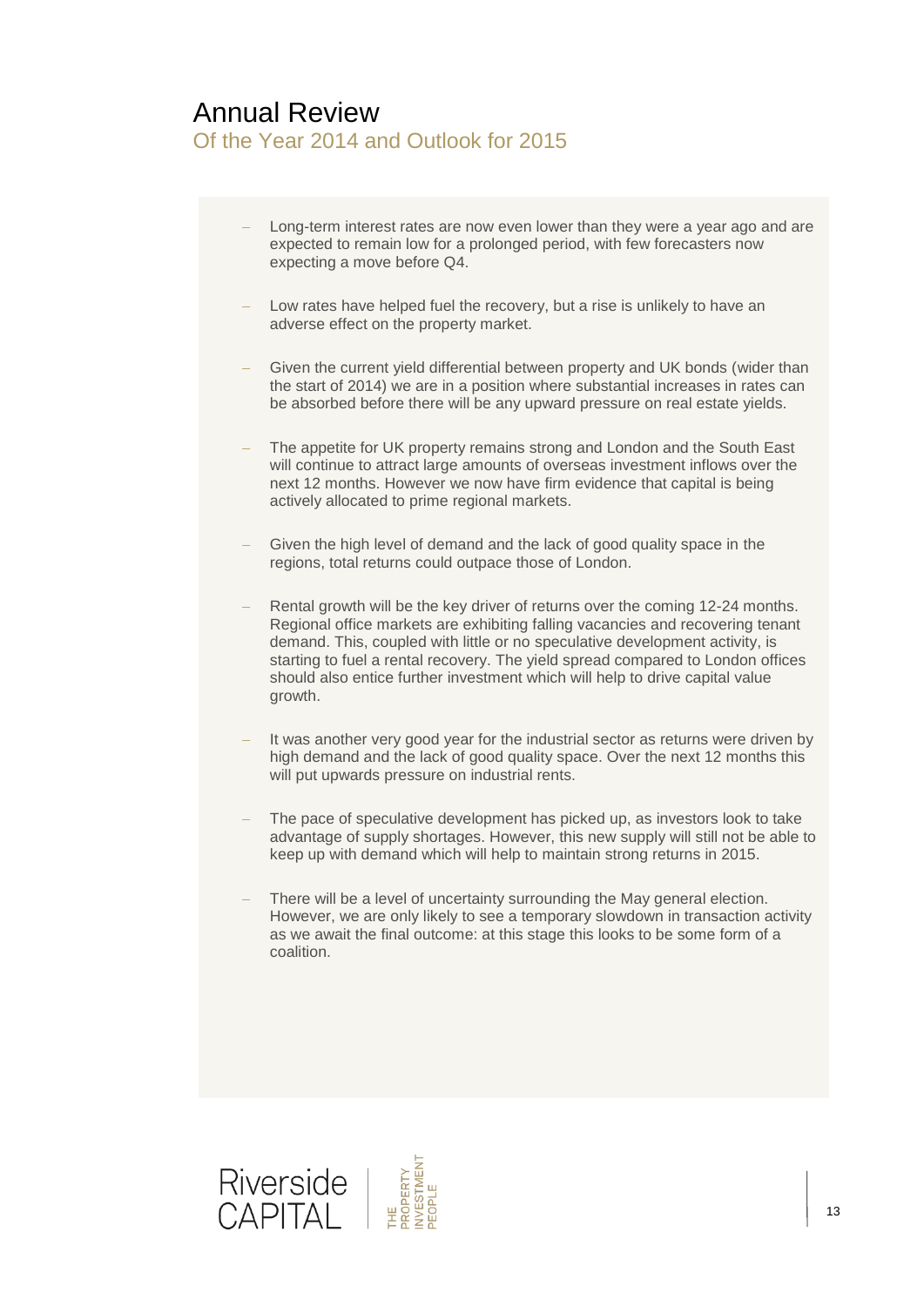# Annual Review

## Of the Year 2014 and Outlook for 2015

- Long-term interest rates are now even lower than they were a year ago and are expected to remain low for a prolonged period, with few forecasters now expecting a move before Q4.

- Low rates have helped fuel the recovery, but a rise is unlikely to have an adverse effect on the property market.

- Given the current yield differential between property and UK bonds (wider than the start of 2014) we are in a position where substantial increases in rates can be absorbed before there will be any upward pressure on real estate yields.

- The appetite for UK property remains strong and London and the South East will continue to attract large amounts of overseas investment inflows over the next 12 months. However we now have firm evidence that capital is being actively allocated to prime regional markets.

- Given the high level of demand and the lack of good quality space in the regions, total returns could outpace those of London.

- Rental growth will be the key driver of returns over the coming 12-24 months. Regional office markets are exhibiting falling vacancies and recovering tenant demand. This, coupled with little or no speculative development activity, is starting to fuel a rental recovery. The yield spread compared to London offices should also entice further investment which will help to drive capital value growth.

- It was another very good year for the industrial sector as returns were driven by high demand and the lack of good quality space. Over the next 12 months this will put upwards pressure on industrial rents.

- The pace of speculative development has picked up, as investors look to take advantage of supply shortages. However, this new supply will still not be able to keep up with demand which will help to maintain strong returns in 2015.

- There will be a level of uncertainty surrounding the May general election. However, we are only likely to see a temporary slowdown in transaction activity as we await the final outcome: at this stage this looks to be some form of a coalition.

Riverside CAPITAL | THE PROPERTY INVESTMENT PEOPLE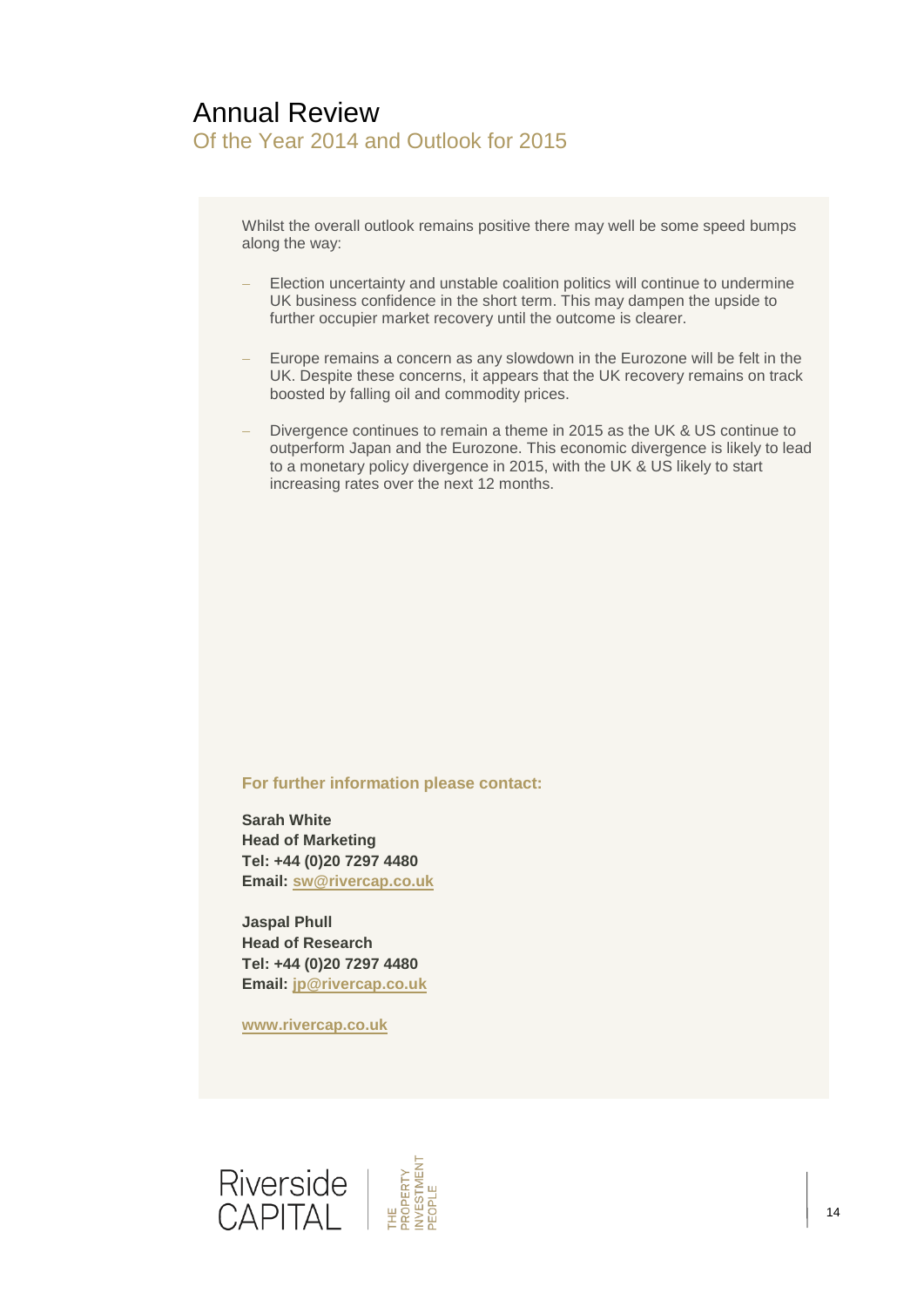# Annual Review

## Of the Year 2014 and Outlook for 2015

Whilst the overall outlook remains positive there may well be some speed bumps along the way:

- Election uncertainty and unstable coalition politics will continue to undermine UK business confidence in the short term. This may dampen the upside to further occupier market recovery until the outcome is clearer.
- Europe remains a concern as any slowdown in the Eurozone will be felt in the UK. Despite these concerns, it appears that the UK recovery remains on track boosted by falling oil and commodity prices.
- Divergence continues to remain a theme in 2015 as the UK & US continue to outperform Japan and the Eurozone. This economic divergence is likely to lead to a monetary policy divergence in 2015, with the UK & US likely to start increasing rates over the next 12 months.

**For further information please contact:**

**Sarah White**
**Head of Marketing**
**Tel: +44 (0)20 7297 4480**
**Email: sw@rivercap.co.uk**

**Jaspal Phull**
**Head of Research**
**Tel: +44 (0)20 7297 4480**
**Email: jp@rivercap.co.uk**

**www.rivercap.co.uk**

Riverside CAPITAL | THE PROPERTY INVESTMENT PEOPLE